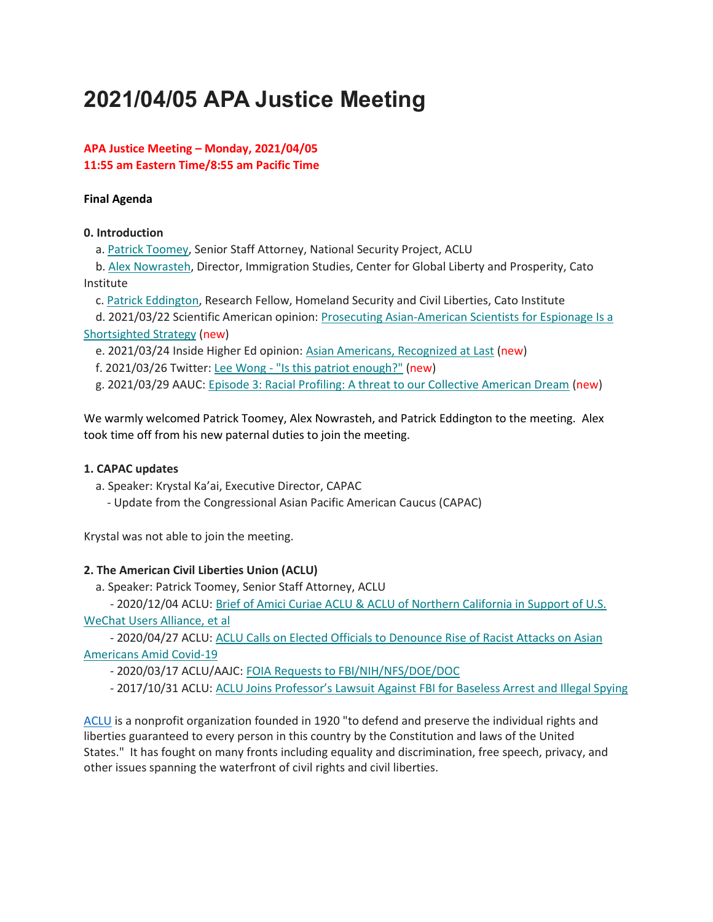# 2021/04/05 APA Justice Meeting

**APA Justice Meeting – Monday, 2021/04/05**
**11:55 am Eastern Time/8:55 am Pacific Time**

**Final Agenda**

**0. Introduction**

a. Patrick Toomey, Senior Staff Attorney, National Security Project, ACLU
b. Alex Nowrasteh, Director, Immigration Studies, Center for Global Liberty and Prosperity, Cato Institute
c. Patrick Eddington, Research Fellow, Homeland Security and Civil Liberties, Cato Institute
d. 2021/03/22 Scientific American opinion: Prosecuting Asian-American Scientists for Espionage Is a Shortsighted Strategy (new)
e. 2021/03/24 Inside Higher Ed opinion: Asian Americans, Recognized at Last (new)
f. 2021/03/26 Twitter: Lee Wong - "Is this patriot enough?" (new)
g. 2021/03/29 AAUC: Episode 3: Racial Profiling: A threat to our Collective American Dream (new)

We warmly welcomed Patrick Toomey, Alex Nowrasteh, and Patrick Eddington to the meeting. Alex took time off from his new paternal duties to join the meeting.

**1. CAPAC updates**

a. Speaker: Krystal Ka'ai, Executive Director, CAPAC
- Update from the Congressional Asian Pacific American Caucus (CAPAC)

Krystal was not able to join the meeting.

**2. The American Civil Liberties Union (ACLU)**

a. Speaker: Patrick Toomey, Senior Staff Attorney, ACLU
- 2020/12/04 ACLU: Brief of Amici Curiae ACLU & ACLU of Northern California in Support of U.S. WeChat Users Alliance, et al
- 2020/04/27 ACLU: ACLU Calls on Elected Officials to Denounce Rise of Racist Attacks on Asian Americans Amid Covid-19
- 2020/03/17 ACLU/AAJC: FOIA Requests to FBI/NIH/NFS/DOE/DOC
- 2017/10/31 ACLU: ACLU Joins Professor's Lawsuit Against FBI for Baseless Arrest and Illegal Spying

ACLU is a nonprofit organization founded in 1920 "to defend and preserve the individual rights and liberties guaranteed to every person in this country by the Constitution and laws of the United States." It has fought on many fronts including equality and discrimination, free speech, privacy, and other issues spanning the waterfront of civil rights and civil liberties.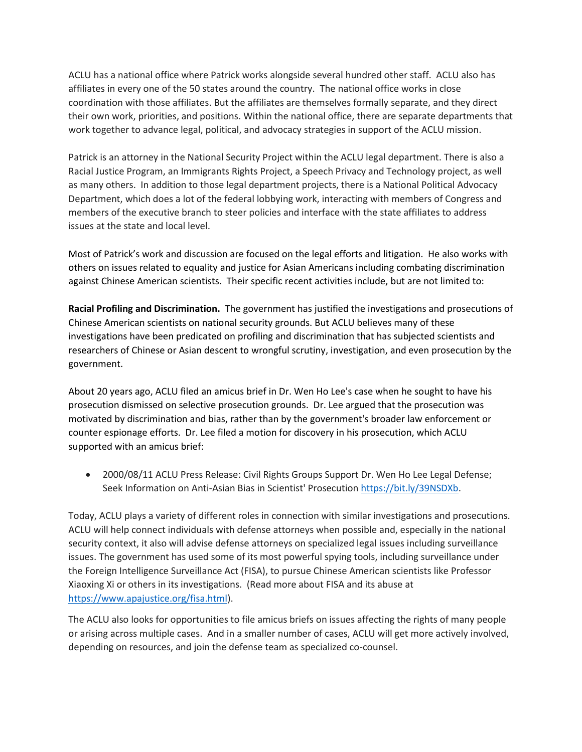ACLU has a national office where Patrick works alongside several hundred other staff. ACLU also has affiliates in every one of the 50 states around the country. The national office works in close coordination with those affiliates. But the affiliates are themselves formally separate, and they direct their own work, priorities, and positions. Within the national office, there are separate departments that work together to advance legal, political, and advocacy strategies in support of the ACLU mission.

Patrick is an attorney in the National Security Project within the ACLU legal department. There is also a Racial Justice Program, an Immigrants Rights Project, a Speech Privacy and Technology project, as well as many others. In addition to those legal department projects, there is a National Political Advocacy Department, which does a lot of the federal lobbying work, interacting with members of Congress and members of the executive branch to steer policies and interface with the state affiliates to address issues at the state and local level.

Most of Patrick's work and discussion are focused on the legal efforts and litigation. He also works with others on issues related to equality and justice for Asian Americans including combating discrimination against Chinese American scientists. Their specific recent activities include, but are not limited to:

**Racial Profiling and Discrimination.** The government has justified the investigations and prosecutions of Chinese American scientists on national security grounds. But ACLU believes many of these investigations have been predicated on profiling and discrimination that has subjected scientists and researchers of Chinese or Asian descent to wrongful scrutiny, investigation, and even prosecution by the government.

About 20 years ago, ACLU filed an amicus brief in Dr. Wen Ho Lee's case when he sought to have his prosecution dismissed on selective prosecution grounds. Dr. Lee argued that the prosecution was motivated by discrimination and bias, rather than by the government's broader law enforcement or counter espionage efforts. Dr. Lee filed a motion for discovery in his prosecution, which ACLU supported with an amicus brief:

- 2000/08/11 ACLU Press Release: Civil Rights Groups Support Dr. Wen Ho Lee Legal Defense; Seek Information on Anti-Asian Bias in Scientist' Prosecution https://bit.ly/39NSDXb.

Today, ACLU plays a variety of different roles in connection with similar investigations and prosecutions. ACLU will help connect individuals with defense attorneys when possible and, especially in the national security context, it also will advise defense attorneys on specialized legal issues including surveillance issues. The government has used some of its most powerful spying tools, including surveillance under the Foreign Intelligence Surveillance Act (FISA), to pursue Chinese American scientists like Professor Xiaoxing Xi or others in its investigations. (Read more about FISA and its abuse at https://www.apajustice.org/fisa.html).

The ACLU also looks for opportunities to file amicus briefs on issues affecting the rights of many people or arising across multiple cases. And in a smaller number of cases, ACLU will get more actively involved, depending on resources, and join the defense team as specialized co-counsel.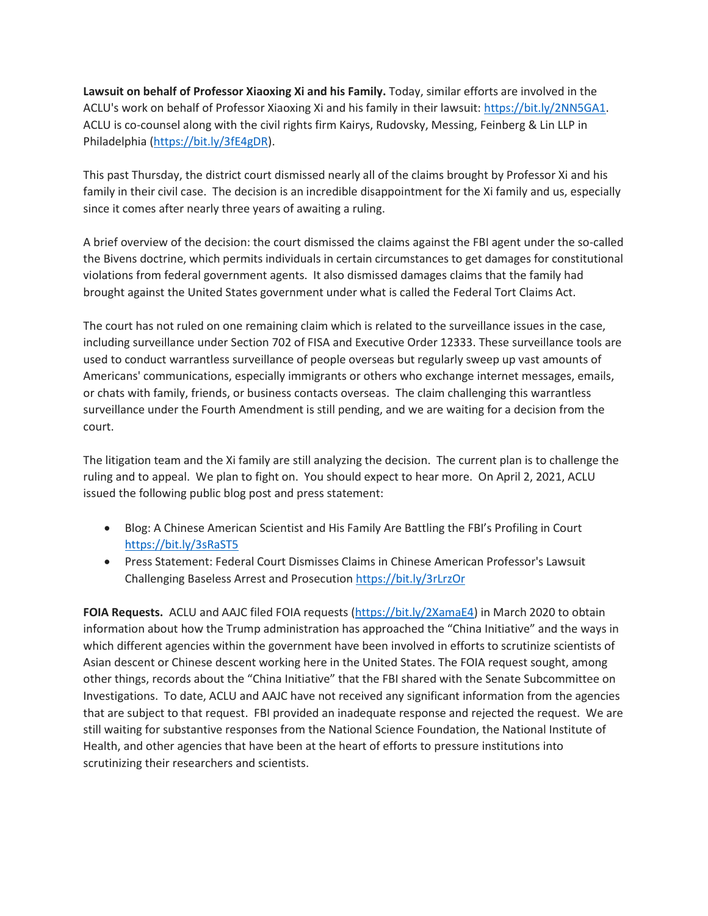**Lawsuit on behalf of Professor Xiaoxing Xi and his Family.** Today, similar efforts are involved in the ACLU's work on behalf of Professor Xiaoxing Xi and his family in their lawsuit: https://bit.ly/2NN5GA1. ACLU is co-counsel along with the civil rights firm Kairys, Rudovsky, Messing, Feinberg & Lin LLP in Philadelphia (https://bit.ly/3fE4gDR).

This past Thursday, the district court dismissed nearly all of the claims brought by Professor Xi and his family in their civil case. The decision is an incredible disappointment for the Xi family and us, especially since it comes after nearly three years of awaiting a ruling.

A brief overview of the decision: the court dismissed the claims against the FBI agent under the so-called the Bivens doctrine, which permits individuals in certain circumstances to get damages for constitutional violations from federal government agents. It also dismissed damages claims that the family had brought against the United States government under what is called the Federal Tort Claims Act.

The court has not ruled on one remaining claim which is related to the surveillance issues in the case, including surveillance under Section 702 of FISA and Executive Order 12333. These surveillance tools are used to conduct warrantless surveillance of people overseas but regularly sweep up vast amounts of Americans' communications, especially immigrants or others who exchange internet messages, emails, or chats with family, friends, or business contacts overseas. The claim challenging this warrantless surveillance under the Fourth Amendment is still pending, and we are waiting for a decision from the court.

The litigation team and the Xi family are still analyzing the decision. The current plan is to challenge the ruling and to appeal. We plan to fight on. You should expect to hear more. On April 2, 2021, ACLU issued the following public blog post and press statement:

- Blog: A Chinese American Scientist and His Family Are Battling the FBI's Profiling in Court https://bit.ly/3sRaST5
- Press Statement: Federal Court Dismisses Claims in Chinese American Professor's Lawsuit Challenging Baseless Arrest and Prosecution https://bit.ly/3rLrzOr

**FOIA Requests.** ACLU and AAJC filed FOIA requests (https://bit.ly/2XamaE4) in March 2020 to obtain information about how the Trump administration has approached the "China Initiative" and the ways in which different agencies within the government have been involved in efforts to scrutinize scientists of Asian descent or Chinese descent working here in the United States. The FOIA request sought, among other things, records about the "China Initiative" that the FBI shared with the Senate Subcommittee on Investigations. To date, ACLU and AAJC have not received any significant information from the agencies that are subject to that request. FBI provided an inadequate response and rejected the request. We are still waiting for substantive responses from the National Science Foundation, the National Institute of Health, and other agencies that have been at the heart of efforts to pressure institutions into scrutinizing their researchers and scientists.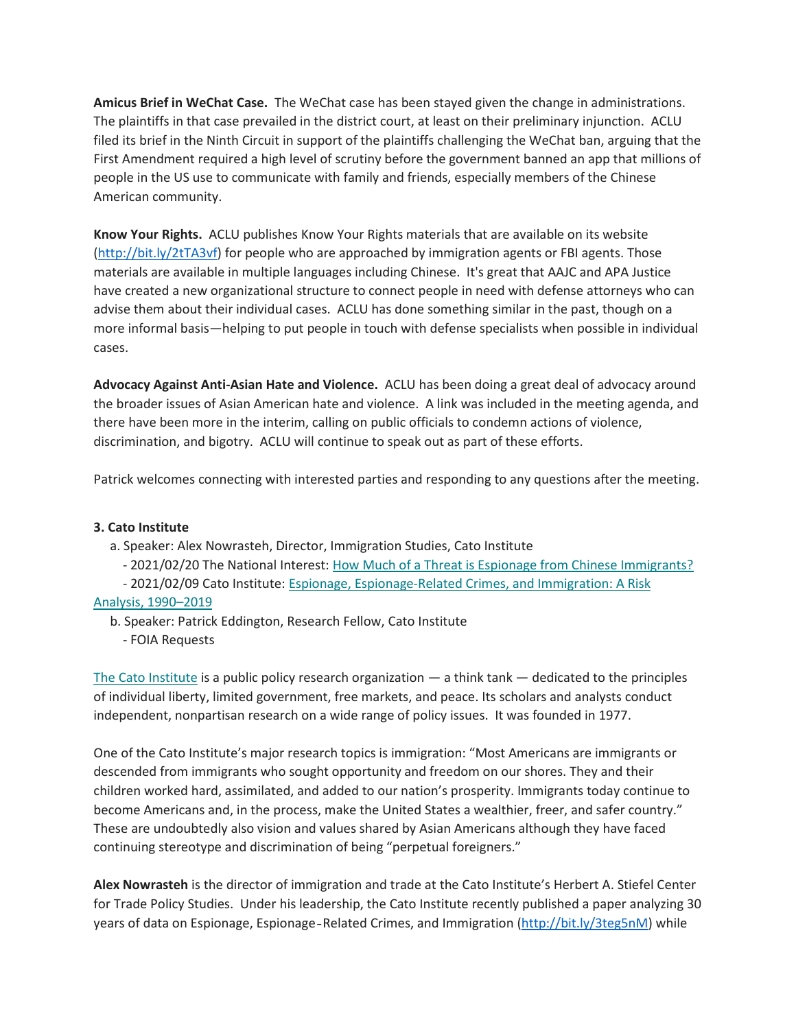**Amicus Brief in WeChat Case.** The WeChat case has been stayed given the change in administrations. The plaintiffs in that case prevailed in the district court, at least on their preliminary injunction. ACLU filed its brief in the Ninth Circuit in support of the plaintiffs challenging the WeChat ban, arguing that the First Amendment required a high level of scrutiny before the government banned an app that millions of people in the US use to communicate with family and friends, especially members of the Chinese American community.

**Know Your Rights.** ACLU publishes Know Your Rights materials that are available on its website (http://bit.ly/2tTA3vf) for people who are approached by immigration agents or FBI agents. Those materials are available in multiple languages including Chinese. It's great that AAJC and APA Justice have created a new organizational structure to connect people in need with defense attorneys who can advise them about their individual cases. ACLU has done something similar in the past, though on a more informal basis—helping to put people in touch with defense specialists when possible in individual cases.

**Advocacy Against Anti-Asian Hate and Violence.** ACLU has been doing a great deal of advocacy around the broader issues of Asian American hate and violence. A link was included in the meeting agenda, and there have been more in the interim, calling on public officials to condemn actions of violence, discrimination, and bigotry. ACLU will continue to speak out as part of these efforts.

Patrick welcomes connecting with interested parties and responding to any questions after the meeting.

**3. Cato Institute**

a. Speaker: Alex Nowrasteh, Director, Immigration Studies, Cato Institute
   - 2021/02/20 The National Interest: How Much of a Threat is Espionage from Chinese Immigrants?
   - 2021/02/09 Cato Institute: Espionage, Espionage-Related Crimes, and Immigration: A Risk Analysis, 1990–2019

b. Speaker: Patrick Eddington, Research Fellow, Cato Institute
   - FOIA Requests

The Cato Institute is a public policy research organization — a think tank — dedicated to the principles of individual liberty, limited government, free markets, and peace. Its scholars and analysts conduct independent, nonpartisan research on a wide range of policy issues. It was founded in 1977.

One of the Cato Institute's major research topics is immigration: "Most Americans are immigrants or descended from immigrants who sought opportunity and freedom on our shores. They and their children worked hard, assimilated, and added to our nation's prosperity. Immigrants today continue to become Americans and, in the process, make the United States a wealthier, freer, and safer country." These are undoubtedly also vision and values shared by Asian Americans although they have faced continuing stereotype and discrimination of being "perpetual foreigners."

**Alex Nowrasteh** is the director of immigration and trade at the Cato Institute's Herbert A. Stiefel Center for Trade Policy Studies. Under his leadership, the Cato Institute recently published a paper analyzing 30 years of data on Espionage, Espionage-Related Crimes, and Immigration (http://bit.ly/3teg5nM) while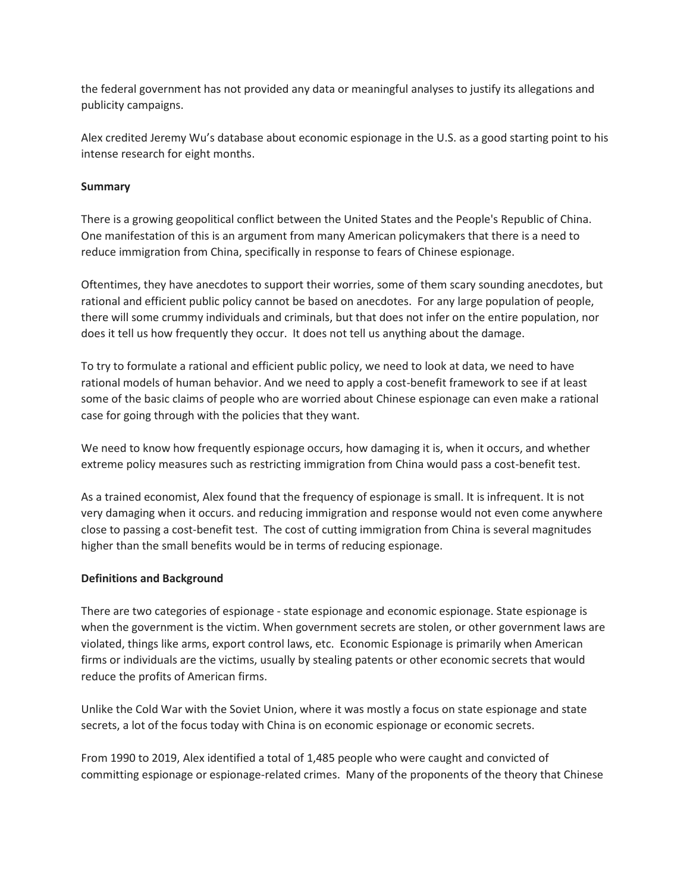the federal government has not provided any data or meaningful analyses to justify its allegations and publicity campaigns.

Alex credited Jeremy Wu's database about economic espionage in the U.S. as a good starting point to his intense research for eight months.

**Summary**

There is a growing geopolitical conflict between the United States and the People's Republic of China. One manifestation of this is an argument from many American policymakers that there is a need to reduce immigration from China, specifically in response to fears of Chinese espionage.

Oftentimes, they have anecdotes to support their worries, some of them scary sounding anecdotes, but rational and efficient public policy cannot be based on anecdotes. For any large population of people, there will some crummy individuals and criminals, but that does not infer on the entire population, nor does it tell us how frequently they occur. It does not tell us anything about the damage.

To try to formulate a rational and efficient public policy, we need to look at data, we need to have rational models of human behavior. And we need to apply a cost-benefit framework to see if at least some of the basic claims of people who are worried about Chinese espionage can even make a rational case for going through with the policies that they want.

We need to know how frequently espionage occurs, how damaging it is, when it occurs, and whether extreme policy measures such as restricting immigration from China would pass a cost-benefit test.

As a trained economist, Alex found that the frequency of espionage is small. It is infrequent. It is not very damaging when it occurs. and reducing immigration and response would not even come anywhere close to passing a cost-benefit test. The cost of cutting immigration from China is several magnitudes higher than the small benefits would be in terms of reducing espionage.

**Definitions and Background**

There are two categories of espionage - state espionage and economic espionage. State espionage is when the government is the victim. When government secrets are stolen, or other government laws are violated, things like arms, export control laws, etc. Economic Espionage is primarily when American firms or individuals are the victims, usually by stealing patents or other economic secrets that would reduce the profits of American firms.

Unlike the Cold War with the Soviet Union, where it was mostly a focus on state espionage and state secrets, a lot of the focus today with China is on economic espionage or economic secrets.

From 1990 to 2019, Alex identified a total of 1,485 people who were caught and convicted of committing espionage or espionage-related crimes. Many of the proponents of the theory that Chinese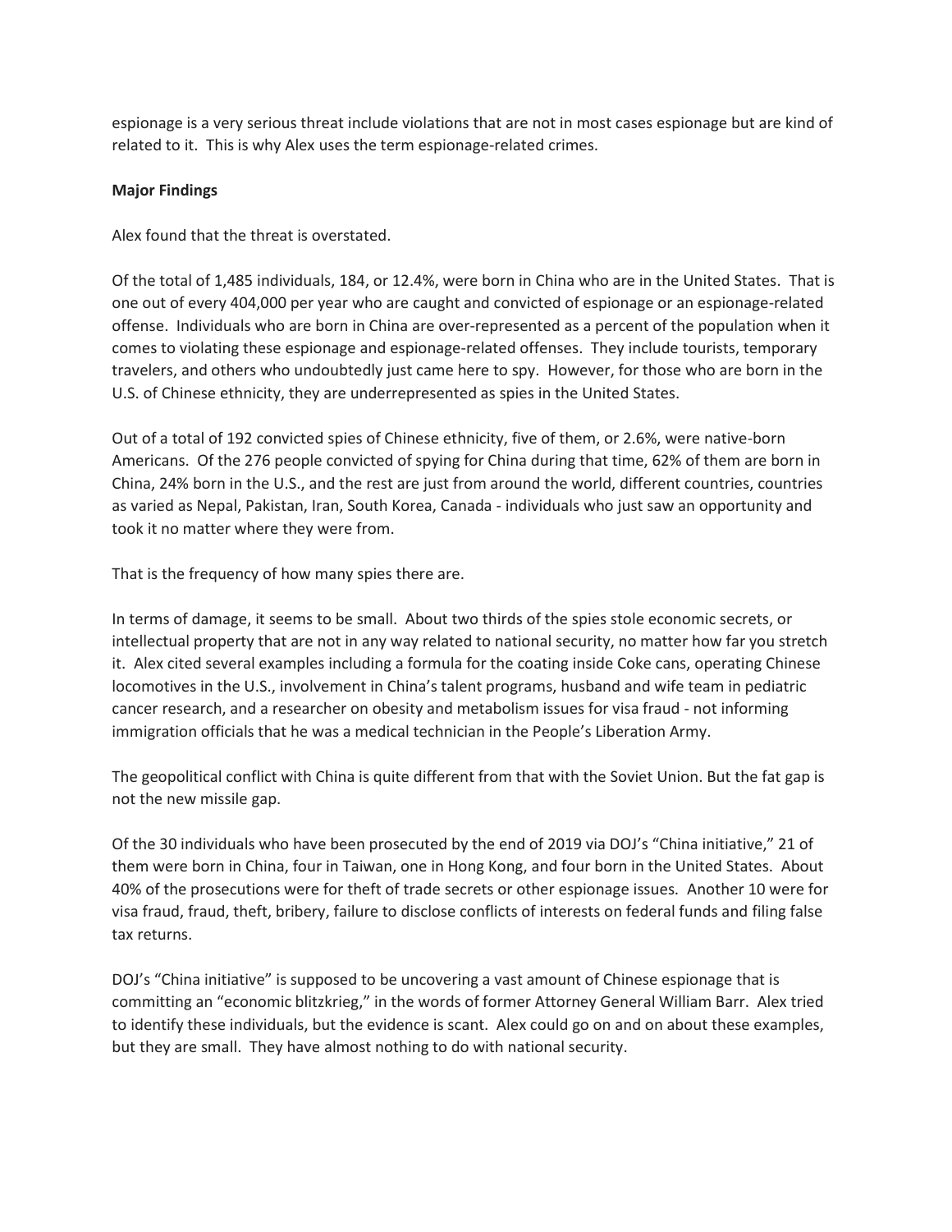espionage is a very serious threat include violations that are not in most cases espionage but are kind of related to it. This is why Alex uses the term espionage-related crimes.

**Major Findings**

Alex found that the threat is overstated.

Of the total of 1,485 individuals, 184, or 12.4%, were born in China who are in the United States. That is one out of every 404,000 per year who are caught and convicted of espionage or an espionage-related offense. Individuals who are born in China are over-represented as a percent of the population when it comes to violating these espionage and espionage-related offenses. They include tourists, temporary travelers, and others who undoubtedly just came here to spy. However, for those who are born in the U.S. of Chinese ethnicity, they are underrepresented as spies in the United States.

Out of a total of 192 convicted spies of Chinese ethnicity, five of them, or 2.6%, were native-born Americans. Of the 276 people convicted of spying for China during that time, 62% of them are born in China, 24% born in the U.S., and the rest are just from around the world, different countries, countries as varied as Nepal, Pakistan, Iran, South Korea, Canada - individuals who just saw an opportunity and took it no matter where they were from.

That is the frequency of how many spies there are.

In terms of damage, it seems to be small. About two thirds of the spies stole economic secrets, or intellectual property that are not in any way related to national security, no matter how far you stretch it. Alex cited several examples including a formula for the coating inside Coke cans, operating Chinese locomotives in the U.S., involvement in China's talent programs, husband and wife team in pediatric cancer research, and a researcher on obesity and metabolism issues for visa fraud - not informing immigration officials that he was a medical technician in the People's Liberation Army.

The geopolitical conflict with China is quite different from that with the Soviet Union. But the fat gap is not the new missile gap.

Of the 30 individuals who have been prosecuted by the end of 2019 via DOJ's "China initiative," 21 of them were born in China, four in Taiwan, one in Hong Kong, and four born in the United States. About 40% of the prosecutions were for theft of trade secrets or other espionage issues. Another 10 were for visa fraud, fraud, theft, bribery, failure to disclose conflicts of interests on federal funds and filing false tax returns.

DOJ's "China initiative" is supposed to be uncovering a vast amount of Chinese espionage that is committing an "economic blitzkrieg," in the words of former Attorney General William Barr. Alex tried to identify these individuals, but the evidence is scant. Alex could go on and on about these examples, but they are small. They have almost nothing to do with national security.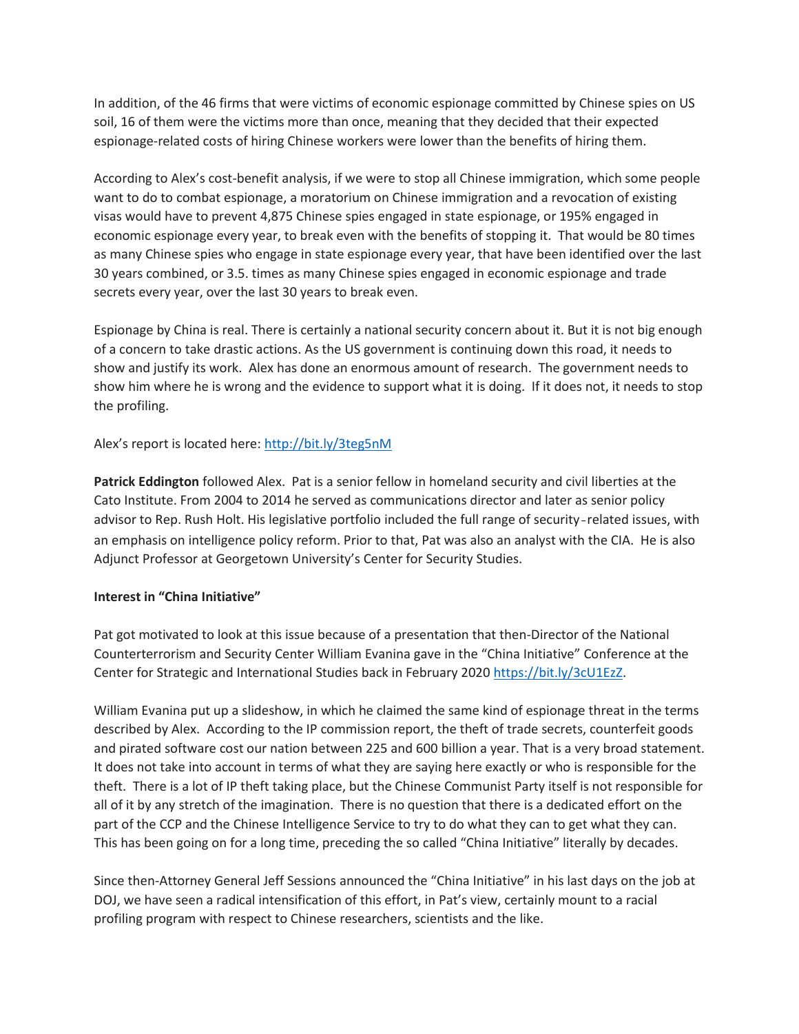In addition, of the 46 firms that were victims of economic espionage committed by Chinese spies on US soil, 16 of them were the victims more than once, meaning that they decided that their expected espionage-related costs of hiring Chinese workers were lower than the benefits of hiring them.

According to Alex's cost-benefit analysis, if we were to stop all Chinese immigration, which some people want to do to combat espionage, a moratorium on Chinese immigration and a revocation of existing visas would have to prevent 4,875 Chinese spies engaged in state espionage, or 195% engaged in economic espionage every year, to break even with the benefits of stopping it. That would be 80 times as many Chinese spies who engage in state espionage every year, that have been identified over the last 30 years combined, or 3.5. times as many Chinese spies engaged in economic espionage and trade secrets every year, over the last 30 years to break even.

Espionage by China is real. There is certainly a national security concern about it. But it is not big enough of a concern to take drastic actions. As the US government is continuing down this road, it needs to show and justify its work. Alex has done an enormous amount of research. The government needs to show him where he is wrong and the evidence to support what it is doing. If it does not, it needs to stop the profiling.

Alex's report is located here: http://bit.ly/3teg5nM

**Patrick Eddington** followed Alex. Pat is a senior fellow in homeland security and civil liberties at the Cato Institute. From 2004 to 2014 he served as communications director and later as senior policy advisor to Rep. Rush Holt. His legislative portfolio included the full range of security‐related issues, with an emphasis on intelligence policy reform. Prior to that, Pat was also an analyst with the CIA. He is also Adjunct Professor at Georgetown University's Center for Security Studies.

**Interest in "China Initiative"**

Pat got motivated to look at this issue because of a presentation that then-Director of the National Counterterrorism and Security Center William Evanina gave in the "China Initiative" Conference at the Center for Strategic and International Studies back in February 2020 https://bit.ly/3cU1EzZ.

William Evanina put up a slideshow, in which he claimed the same kind of espionage threat in the terms described by Alex. According to the IP commission report, the theft of trade secrets, counterfeit goods and pirated software cost our nation between 225 and 600 billion a year. That is a very broad statement. It does not take into account in terms of what they are saying here exactly or who is responsible for the theft. There is a lot of IP theft taking place, but the Chinese Communist Party itself is not responsible for all of it by any stretch of the imagination. There is no question that there is a dedicated effort on the part of the CCP and the Chinese Intelligence Service to try to do what they can to get what they can. This has been going on for a long time, preceding the so called "China Initiative" literally by decades.

Since then-Attorney General Jeff Sessions announced the "China Initiative" in his last days on the job at DOJ, we have seen a radical intensification of this effort, in Pat's view, certainly mount to a racial profiling program with respect to Chinese researchers, scientists and the like.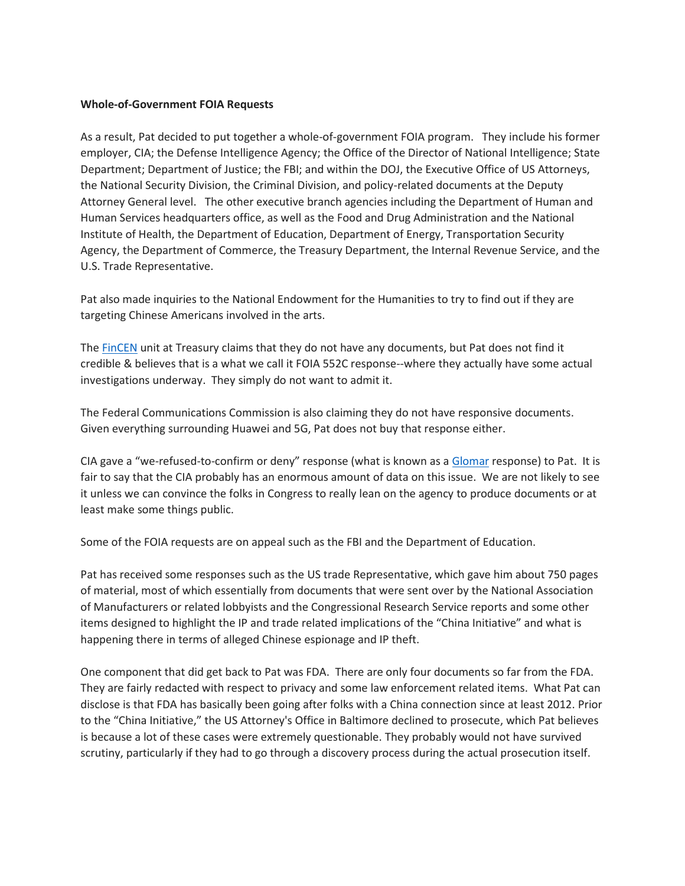**Whole-of-Government FOIA Requests**

As a result, Pat decided to put together a whole-of-government FOIA program. They include his former employer, CIA; the Defense Intelligence Agency; the Office of the Director of National Intelligence; State Department; Department of Justice; the FBI; and within the DOJ, the Executive Office of US Attorneys, the National Security Division, the Criminal Division, and policy-related documents at the Deputy Attorney General level. The other executive branch agencies including the Department of Human and Human Services headquarters office, as well as the Food and Drug Administration and the National Institute of Health, the Department of Education, Department of Energy, Transportation Security Agency, the Department of Commerce, the Treasury Department, the Internal Revenue Service, and the U.S. Trade Representative.

Pat also made inquiries to the National Endowment for the Humanities to try to find out if they are targeting Chinese Americans involved in the arts.

The FinCEN unit at Treasury claims that they do not have any documents, but Pat does not find it credible & believes that is a what we call it FOIA 552C response--where they actually have some actual investigations underway. They simply do not want to admit it.

The Federal Communications Commission is also claiming they do not have responsive documents. Given everything surrounding Huawei and 5G, Pat does not buy that response either.

CIA gave a "we-refused-to-confirm or deny" response (what is known as a Glomar response) to Pat. It is fair to say that the CIA probably has an enormous amount of data on this issue. We are not likely to see it unless we can convince the folks in Congress to really lean on the agency to produce documents or at least make some things public.

Some of the FOIA requests are on appeal such as the FBI and the Department of Education.

Pat has received some responses such as the US trade Representative, which gave him about 750 pages of material, most of which essentially from documents that were sent over by the National Association of Manufacturers or related lobbyists and the Congressional Research Service reports and some other items designed to highlight the IP and trade related implications of the "China Initiative" and what is happening there in terms of alleged Chinese espionage and IP theft.

One component that did get back to Pat was FDA. There are only four documents so far from the FDA. They are fairly redacted with respect to privacy and some law enforcement related items. What Pat can disclose is that FDA has basically been going after folks with a China connection since at least 2012. Prior to the "China Initiative," the US Attorney's Office in Baltimore declined to prosecute, which Pat believes is because a lot of these cases were extremely questionable. They probably would not have survived scrutiny, particularly if they had to go through a discovery process during the actual prosecution itself.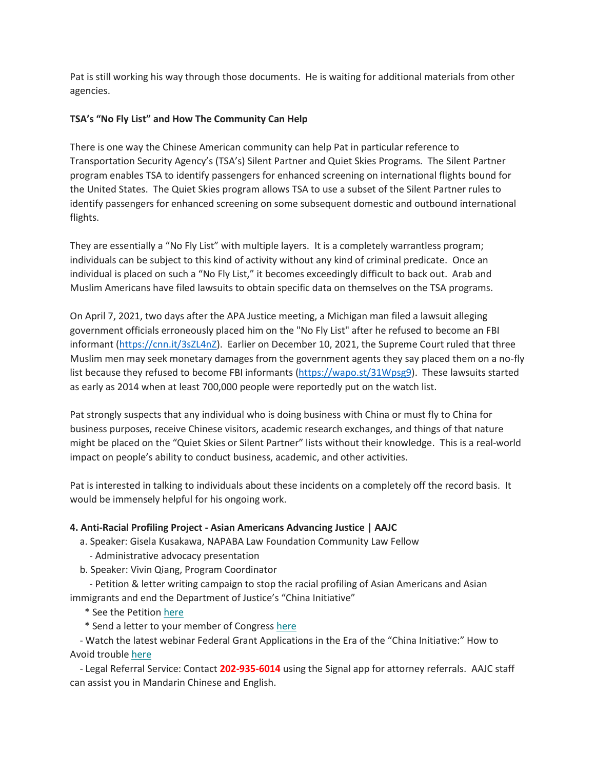Pat is still working his way through those documents. He is waiting for additional materials from other agencies.

**TSA's "No Fly List" and How The Community Can Help**

There is one way the Chinese American community can help Pat in particular reference to Transportation Security Agency's (TSA's) Silent Partner and Quiet Skies Programs. The Silent Partner program enables TSA to identify passengers for enhanced screening on international flights bound for the United States. The Quiet Skies program allows TSA to use a subset of the Silent Partner rules to identify passengers for enhanced screening on some subsequent domestic and outbound international flights.

They are essentially a "No Fly List" with multiple layers. It is a completely warrantless program; individuals can be subject to this kind of activity without any kind of criminal predicate. Once an individual is placed on such a "No Fly List," it becomes exceedingly difficult to back out. Arab and Muslim Americans have filed lawsuits to obtain specific data on themselves on the TSA programs.

On April 7, 2021, two days after the APA Justice meeting, a Michigan man filed a lawsuit alleging government officials erroneously placed him on the "No Fly List" after he refused to become an FBI informant (https://cnn.it/3sZL4nZ). Earlier on December 10, 2021, the Supreme Court ruled that three Muslim men may seek monetary damages from the government agents they say placed them on a no-fly list because they refused to become FBI informants (https://wapo.st/31Wpsg9). These lawsuits started as early as 2014 when at least 700,000 people were reportedly put on the watch list.

Pat strongly suspects that any individual who is doing business with China or must fly to China for business purposes, receive Chinese visitors, academic research exchanges, and things of that nature might be placed on the "Quiet Skies or Silent Partner" lists without their knowledge. This is a real-world impact on people's ability to conduct business, academic, and other activities.

Pat is interested in talking to individuals about these incidents on a completely off the record basis. It would be immensely helpful for his ongoing work.

**4. Anti-Racial Profiling Project - Asian Americans Advancing Justice | AAJC**

a. Speaker: Gisela Kusakawa, NAPABA Law Foundation Community Law Fellow
- Administrative advocacy presentation

b. Speaker: Vivin Qiang, Program Coordinator
- Petition & letter writing campaign to stop the racial profiling of Asian Americans and Asian immigrants and end the Department of Justice's "China Initiative"
  * See the Petition here
  * Send a letter to your member of Congress here

- Watch the latest webinar Federal Grant Applications in the Era of the "China Initiative:" How to Avoid trouble here

- Legal Referral Service: Contact **202-935-6014** using the Signal app for attorney referrals. AAJC staff can assist you in Mandarin Chinese and English.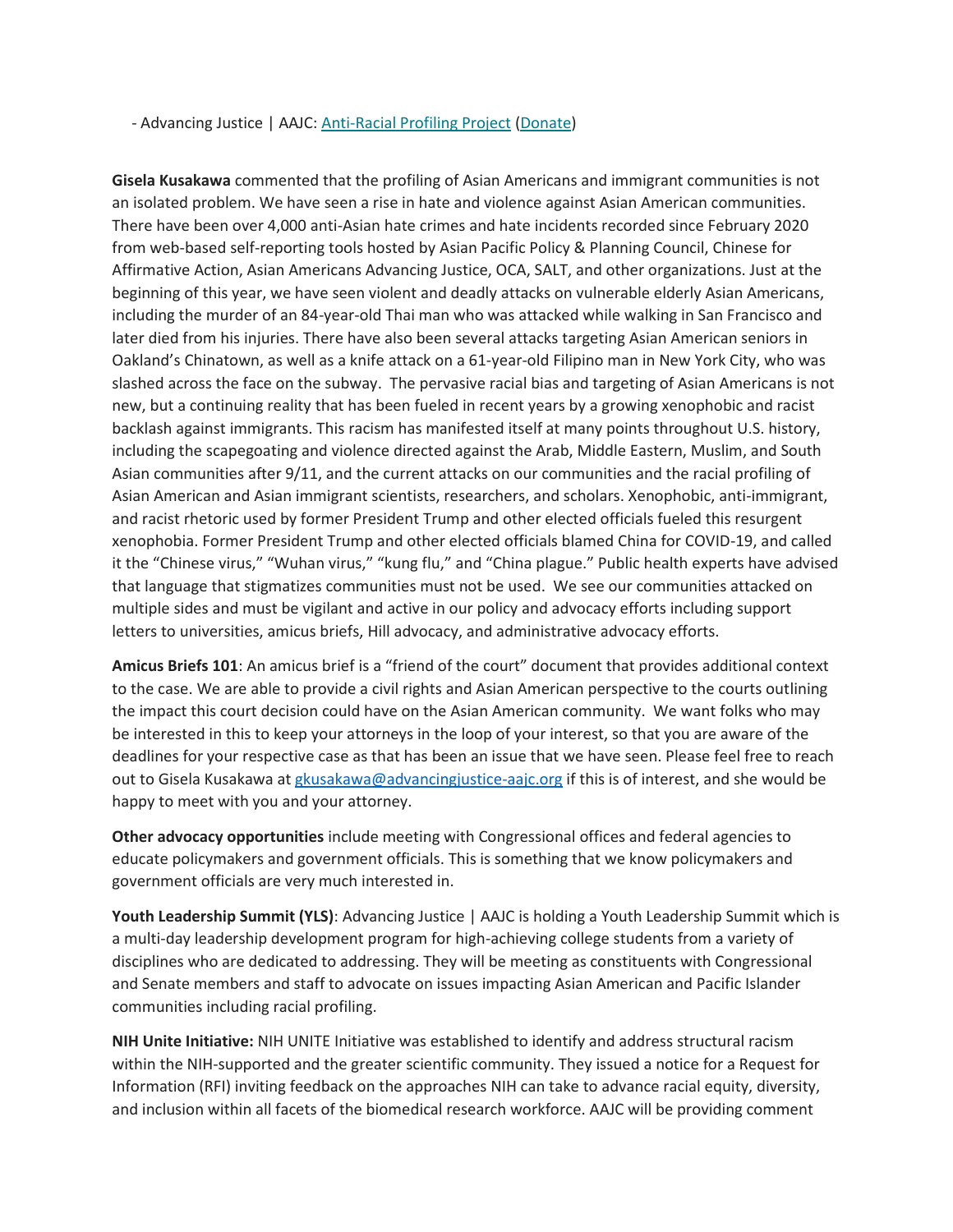- Advancing Justice | AAJC: [Anti-Racial Profiling Project](Anti-Racial Profiling Project) ([Donate](Donate))

**Gisela Kusakawa** commented that the profiling of Asian Americans and immigrant communities is not an isolated problem. We have seen a rise in hate and violence against Asian American communities. There have been over 4,000 anti-Asian hate crimes and hate incidents recorded since February 2020 from web-based self-reporting tools hosted by Asian Pacific Policy & Planning Council, Chinese for Affirmative Action, Asian Americans Advancing Justice, OCA, SALT, and other organizations. Just at the beginning of this year, we have seen violent and deadly attacks on vulnerable elderly Asian Americans, including the murder of an 84-year-old Thai man who was attacked while walking in San Francisco and later died from his injuries. There have also been several attacks targeting Asian American seniors in Oakland's Chinatown, as well as a knife attack on a 61-year-old Filipino man in New York City, who was slashed across the face on the subway. The pervasive racial bias and targeting of Asian Americans is not new, but a continuing reality that has been fueled in recent years by a growing xenophobic and racist backlash against immigrants. This racism has manifested itself at many points throughout U.S. history, including the scapegoating and violence directed against the Arab, Middle Eastern, Muslim, and South Asian communities after 9/11, and the current attacks on our communities and the racial profiling of Asian American and Asian immigrant scientists, researchers, and scholars. Xenophobic, anti-immigrant, and racist rhetoric used by former President Trump and other elected officials fueled this resurgent xenophobia. Former President Trump and other elected officials blamed China for COVID-19, and called it the "Chinese virus," "Wuhan virus," "kung flu," and "China plague." Public health experts have advised that language that stigmatizes communities must not be used. We see our communities attacked on multiple sides and must be vigilant and active in our policy and advocacy efforts including support letters to universities, amicus briefs, Hill advocacy, and administrative advocacy efforts.

**Amicus Briefs 101**: An amicus brief is a "friend of the court" document that provides additional context to the case. We are able to provide a civil rights and Asian American perspective to the courts outlining the impact this court decision could have on the Asian American community. We want folks who may be interested in this to keep your attorneys in the loop of your interest, so that you are aware of the deadlines for your respective case as that has been an issue that we have seen. Please feel free to reach out to Gisela Kusakawa at gkusakawa@advancingjustice-aajc.org if this is of interest, and she would be happy to meet with you and your attorney.

**Other advocacy opportunities** include meeting with Congressional offices and federal agencies to educate policymakers and government officials. This is something that we know policymakers and government officials are very much interested in.

**Youth Leadership Summit (YLS)**: Advancing Justice | AAJC is holding a Youth Leadership Summit which is a multi-day leadership development program for high-achieving college students from a variety of disciplines who are dedicated to addressing. They will be meeting as constituents with Congressional and Senate members and staff to advocate on issues impacting Asian American and Pacific Islander communities including racial profiling.

**NIH Unite Initiative:** NIH UNITE Initiative was established to identify and address structural racism within the NIH-supported and the greater scientific community. They issued a notice for a Request for Information (RFI) inviting feedback on the approaches NIH can take to advance racial equity, diversity, and inclusion within all facets of the biomedical research workforce. AAJC will be providing comment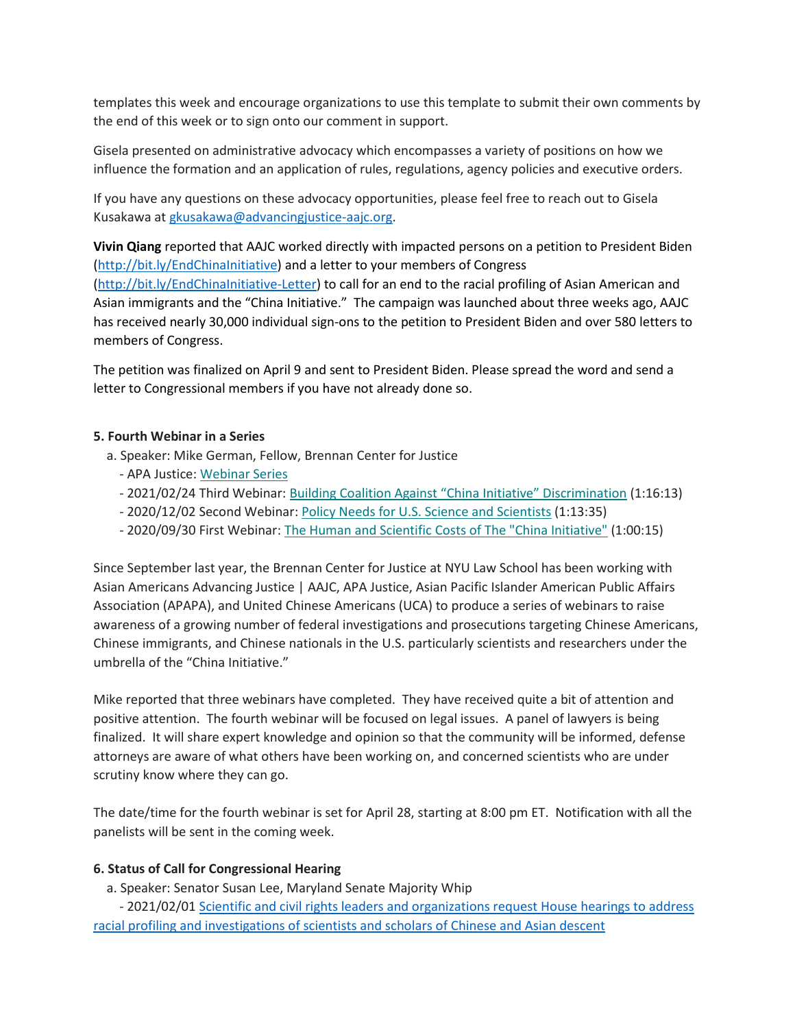templates this week and encourage organizations to use this template to submit their own comments by the end of this week or to sign onto our comment in support.

Gisela presented on administrative advocacy which encompasses a variety of positions on how we influence the formation and an application of rules, regulations, agency policies and executive orders.

If you have any questions on these advocacy opportunities, please feel free to reach out to Gisela Kusakawa at gkusakawa@advancingjustice-aajc.org.

**Vivin Qiang** reported that AAJC worked directly with impacted persons on a petition to President Biden (http://bit.ly/EndChinaInitiative) and a letter to your members of Congress (http://bit.ly/EndChinaInitiative-Letter) to call for an end to the racial profiling of Asian American and Asian immigrants and the "China Initiative." The campaign was launched about three weeks ago, AAJC has received nearly 30,000 individual sign-ons to the petition to President Biden and over 580 letters to members of Congress.

The petition was finalized on April 9 and sent to President Biden. Please spread the word and send a letter to Congressional members if you have not already done so.

**5. Fourth Webinar in a Series**

a. Speaker: Mike German, Fellow, Brennan Center for Justice
- APA Justice: Webinar Series
- 2021/02/24 Third Webinar: Building Coalition Against "China Initiative" Discrimination (1:16:13)
- 2020/12/02 Second Webinar: Policy Needs for U.S. Science and Scientists (1:13:35)
- 2020/09/30 First Webinar: The Human and Scientific Costs of The "China Initiative" (1:00:15)

Since September last year, the Brennan Center for Justice at NYU Law School has been working with Asian Americans Advancing Justice | AAJC, APA Justice, Asian Pacific Islander American Public Affairs Association (APAPA), and United Chinese Americans (UCA) to produce a series of webinars to raise awareness of a growing number of federal investigations and prosecutions targeting Chinese Americans, Chinese immigrants, and Chinese nationals in the U.S. particularly scientists and researchers under the umbrella of the "China Initiative."

Mike reported that three webinars have completed. They have received quite a bit of attention and positive attention. The fourth webinar will be focused on legal issues. A panel of lawyers is being finalized. It will share expert knowledge and opinion so that the community will be informed, defense attorneys are aware of what others have been working on, and concerned scientists who are under scrutiny know where they can go.

The date/time for the fourth webinar is set for April 28, starting at 8:00 pm ET. Notification with all the panelists will be sent in the coming week.

**6. Status of Call for Congressional Hearing**

a. Speaker: Senator Susan Lee, Maryland Senate Majority Whip
- 2021/02/01 Scientific and civil rights leaders and organizations request House hearings to address racial profiling and investigations of scientists and scholars of Chinese and Asian descent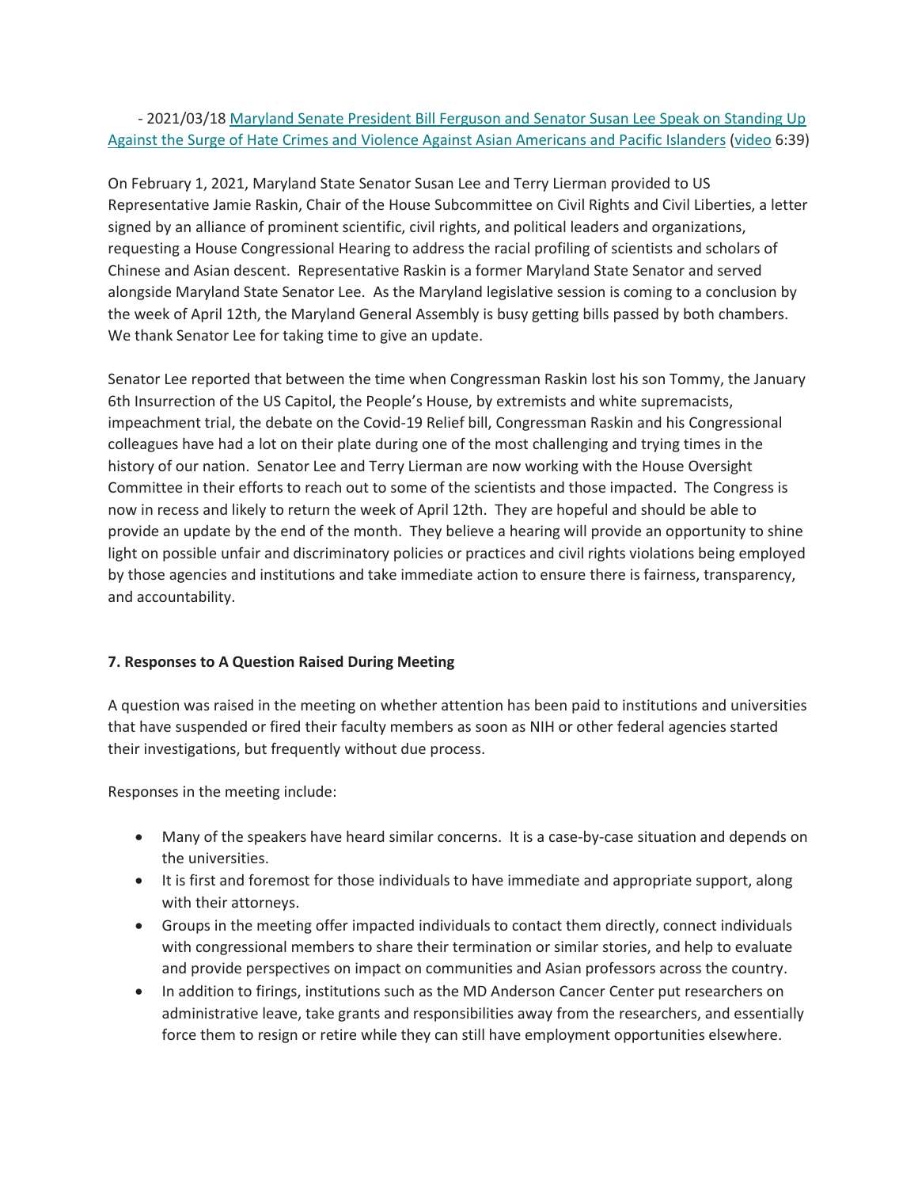- 2021/03/18 [Maryland Senate President Bill Ferguson and Senator Susan Lee Speak on Standing Up Against the Surge of Hate Crimes and Violence Against Asian Americans and Pacific Islanders](#) ([video](#) 6:39)

On February 1, 2021, Maryland State Senator Susan Lee and Terry Lierman provided to US Representative Jamie Raskin, Chair of the House Subcommittee on Civil Rights and Civil Liberties, a letter signed by an alliance of prominent scientific, civil rights, and political leaders and organizations, requesting a House Congressional Hearing to address the racial profiling of scientists and scholars of Chinese and Asian descent. Representative Raskin is a former Maryland State Senator and served alongside Maryland State Senator Lee. As the Maryland legislative session is coming to a conclusion by the week of April 12th, the Maryland General Assembly is busy getting bills passed by both chambers. We thank Senator Lee for taking time to give an update.

Senator Lee reported that between the time when Congressman Raskin lost his son Tommy, the January 6th Insurrection of the US Capitol, the People's House, by extremists and white supremacists, impeachment trial, the debate on the Covid-19 Relief bill, Congressman Raskin and his Congressional colleagues have had a lot on their plate during one of the most challenging and trying times in the history of our nation. Senator Lee and Terry Lierman are now working with the House Oversight Committee in their efforts to reach out to some of the scientists and those impacted. The Congress is now in recess and likely to return the week of April 12th. They are hopeful and should be able to provide an update by the end of the month. They believe a hearing will provide an opportunity to shine light on possible unfair and discriminatory policies or practices and civil rights violations being employed by those agencies and institutions and take immediate action to ensure there is fairness, transparency, and accountability.

**7. Responses to A Question Raised During Meeting**

A question was raised in the meeting on whether attention has been paid to institutions and universities that have suspended or fired their faculty members as soon as NIH or other federal agencies started their investigations, but frequently without due process.

Responses in the meeting include:

- Many of the speakers have heard similar concerns. It is a case-by-case situation and depends on the universities.
- It is first and foremost for those individuals to have immediate and appropriate support, along with their attorneys.
- Groups in the meeting offer impacted individuals to contact them directly, connect individuals with congressional members to share their termination or similar stories, and help to evaluate and provide perspectives on impact on communities and Asian professors across the country.
- In addition to firings, institutions such as the MD Anderson Cancer Center put researchers on administrative leave, take grants and responsibilities away from the researchers, and essentially force them to resign or retire while they can still have employment opportunities elsewhere.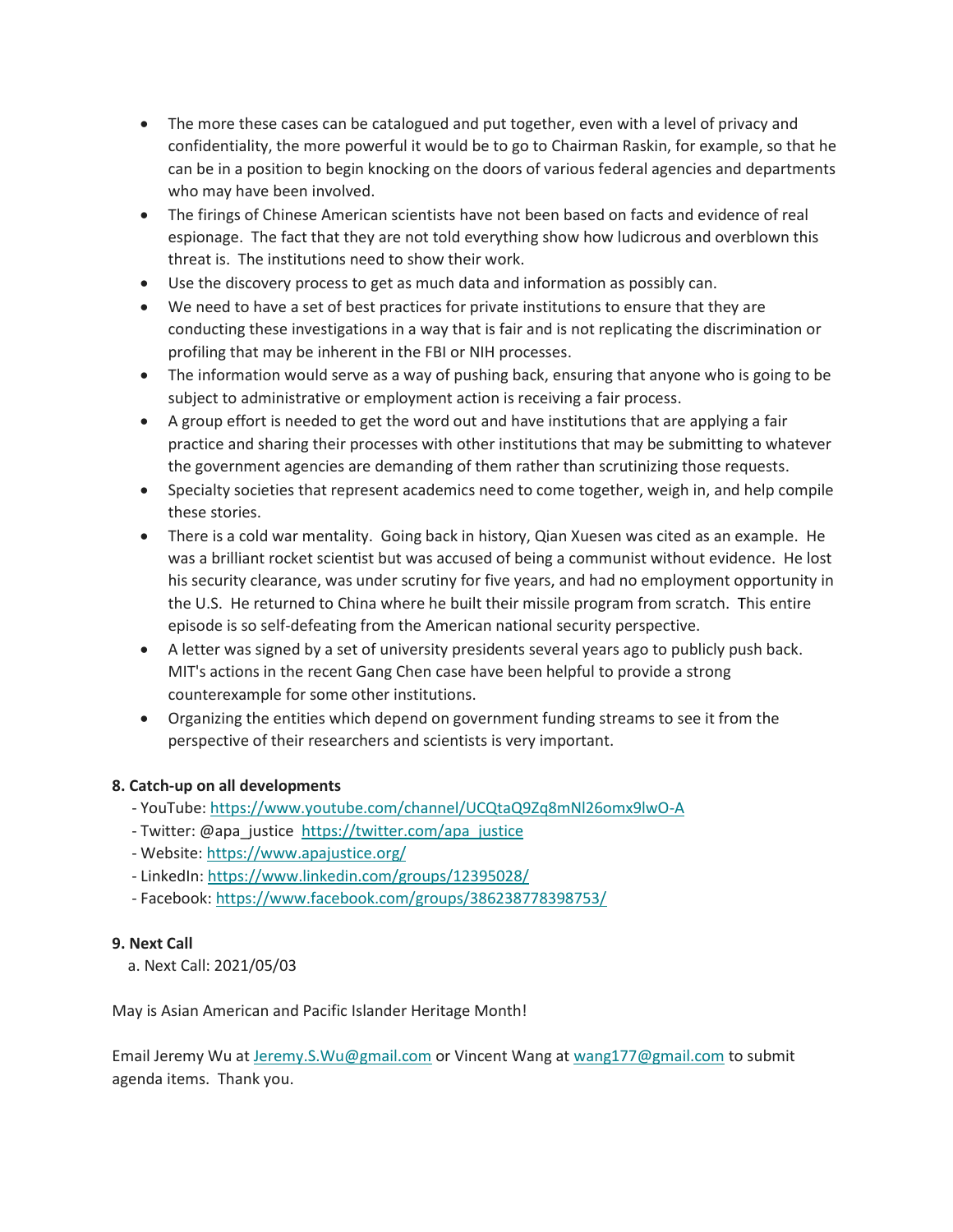- The more these cases can be catalogued and put together, even with a level of privacy and confidentiality, the more powerful it would be to go to Chairman Raskin, for example, so that he can be in a position to begin knocking on the doors of various federal agencies and departments who may have been involved.
- The firings of Chinese American scientists have not been based on facts and evidence of real espionage. The fact that they are not told everything show how ludicrous and overblown this threat is. The institutions need to show their work.
- Use the discovery process to get as much data and information as possibly can.
- We need to have a set of best practices for private institutions to ensure that they are conducting these investigations in a way that is fair and is not replicating the discrimination or profiling that may be inherent in the FBI or NIH processes.
- The information would serve as a way of pushing back, ensuring that anyone who is going to be subject to administrative or employment action is receiving a fair process.
- A group effort is needed to get the word out and have institutions that are applying a fair practice and sharing their processes with other institutions that may be submitting to whatever the government agencies are demanding of them rather than scrutinizing those requests.
- Specialty societies that represent academics need to come together, weigh in, and help compile these stories.
- There is a cold war mentality. Going back in history, Qian Xuesen was cited as an example. He was a brilliant rocket scientist but was accused of being a communist without evidence. He lost his security clearance, was under scrutiny for five years, and had no employment opportunity in the U.S. He returned to China where he built their missile program from scratch. This entire episode is so self-defeating from the American national security perspective.
- A letter was signed by a set of university presidents several years ago to publicly push back. MIT's actions in the recent Gang Chen case have been helpful to provide a strong counterexample for some other institutions.
- Organizing the entities which depend on government funding streams to see it from the perspective of their researchers and scientists is very important.

**8. Catch-up on all developments**

- YouTube: https://www.youtube.com/channel/UCQtaQ9Zq8mNl26omx9lwO-A
- Twitter: @apa_justice https://twitter.com/apa_justice
- Website: https://www.apajustice.org/
- LinkedIn: https://www.linkedin.com/groups/12395028/
- Facebook: https://www.facebook.com/groups/386238778398753/

**9. Next Call**

a. Next Call: 2021/05/03

May is Asian American and Pacific Islander Heritage Month!

Email Jeremy Wu at Jeremy.S.Wu@gmail.com or Vincent Wang at wang177@gmail.com to submit agenda items. Thank you.